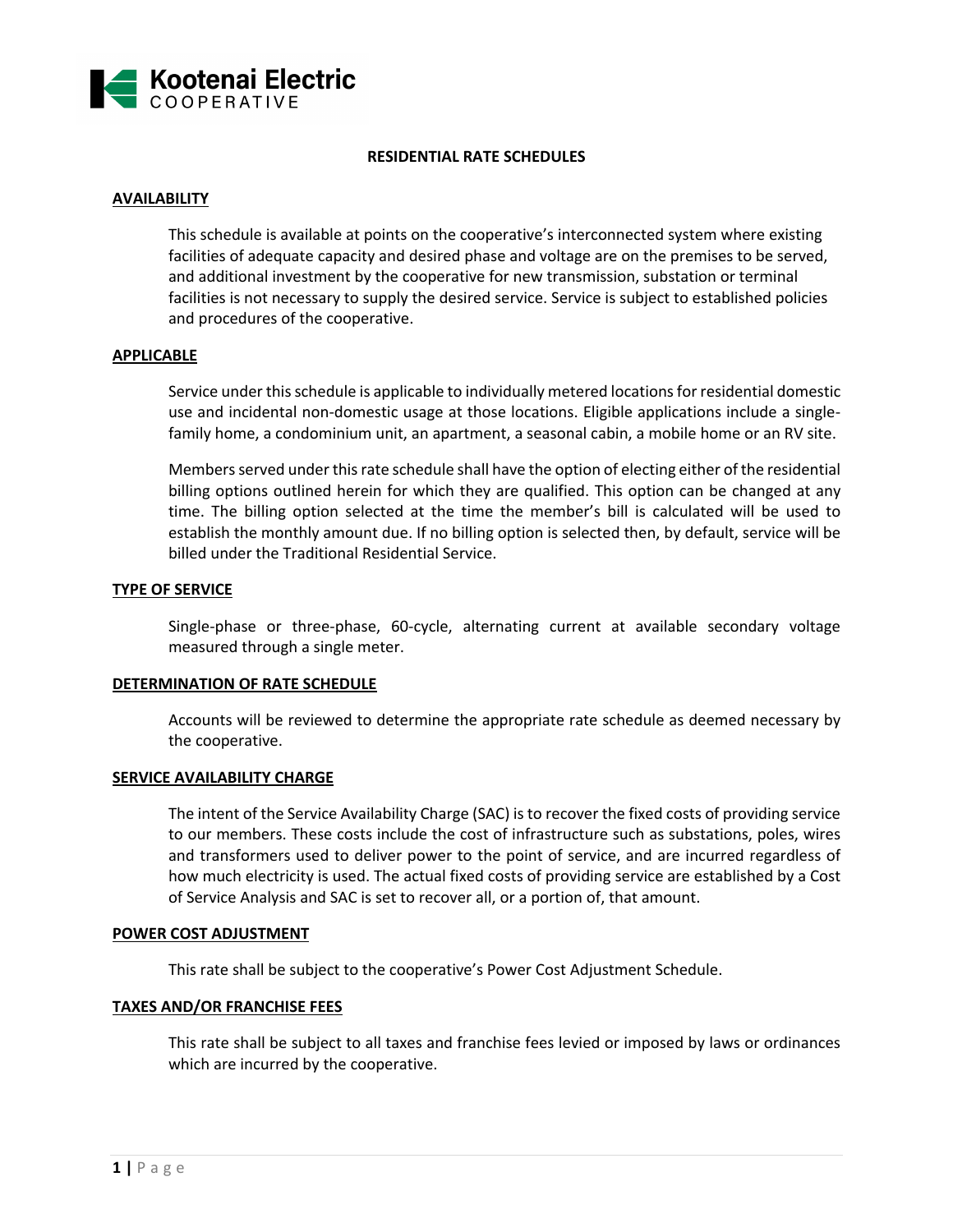Kootenai Electric COOPERATIVE

# RESIDENTIAL RATE SCHEDULES

## AVAILABILITY

This schedule is available at points on the cooperative's interconnected system where existing facilities of adequate capacity and desired phase and voltage are on the premises to be served, and additional investment by the cooperative for new transmission, substation or terminal facilities is not necessary to supply the desired service. Service is subject to established policies and procedures of the cooperative.

## APPLICABLE

Service under this schedule is applicable to individually metered locations for residential domestic use and incidental non-domestic usage at those locations. Eligible applications include a single-family home, a condominium unit, an apartment, a seasonal cabin, a mobile home or an RV site.

Members served under this rate schedule shall have the option of electing either of the residential billing options outlined herein for which they are qualified. This option can be changed at any time. The billing option selected at the time the member's bill is calculated will be used to establish the monthly amount due. If no billing option is selected then, by default, service will be billed under the Traditional Residential Service.

## TYPE OF SERVICE

Single-phase or three-phase, 60-cycle, alternating current at available secondary voltage measured through a single meter.

## DETERMINATION OF RATE SCHEDULE

Accounts will be reviewed to determine the appropriate rate schedule as deemed necessary by the cooperative.

## SERVICE AVAILABILITY CHARGE

The intent of the Service Availability Charge (SAC) is to recover the fixed costs of providing service to our members. These costs include the cost of infrastructure such as substations, poles, wires and transformers used to deliver power to the point of service, and are incurred regardless of how much electricity is used. The actual fixed costs of providing service are established by a Cost of Service Analysis and SAC is set to recover all, or a portion of, that amount.

## POWER COST ADJUSTMENT

This rate shall be subject to the cooperative's Power Cost Adjustment Schedule.

## TAXES AND/OR FRANCHISE FEES

This rate shall be subject to all taxes and franchise fees levied or imposed by laws or ordinances which are incurred by the cooperative.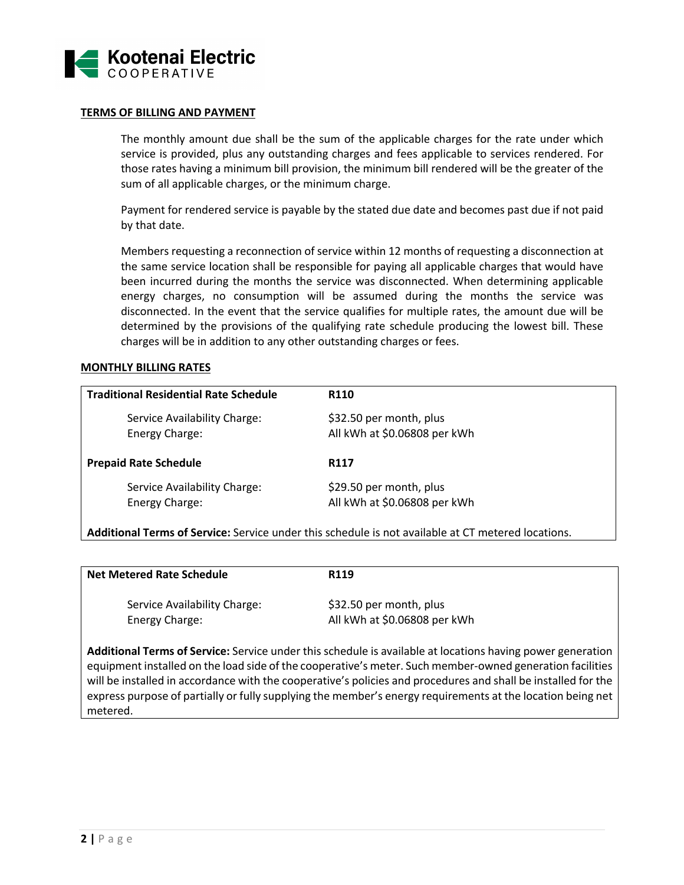## TERMS OF BILLING AND PAYMENT

The monthly amount due shall be the sum of the applicable charges for the rate under which service is provided, plus any outstanding charges and fees applicable to services rendered. For those rates having a minimum bill provision, the minimum bill rendered will be the greater of the sum of all applicable charges, or the minimum charge.

Payment for rendered service is payable by the stated due date and becomes past due if not paid by that date.

Members requesting a reconnection of service within 12 months of requesting a disconnection at the same service location shall be responsible for paying all applicable charges that would have been incurred during the months the service was disconnected. When determining applicable energy charges, no consumption will be assumed during the months the service was disconnected. In the event that the service qualifies for multiple rates, the amount due will be determined by the provisions of the qualifying rate schedule producing the lowest bill. These charges will be in addition to any other outstanding charges or fees.

## MONTHLY BILLING RATES

| **Traditional Residential Rate Schedule** | **R110** |
|---|---|
| Service Availability Charge: | $32.50 per month, plus |
| Energy Charge: | All kWh at $0.06808 per kWh |

| **Prepaid Rate Schedule** | **R117** |
|---|---|
| Service Availability Charge: | $29.50 per month, plus |
| Energy Charge: | All kWh at $0.06808 per kWh |

**Additional Terms of Service:** Service under this schedule is not available at CT metered locations.

| **Net Metered Rate Schedule** | **R119** |
|---|---|
| Service Availability Charge: | $32.50 per month, plus |
| Energy Charge: | All kWh at $0.06808 per kWh |

**Additional Terms of Service:** Service under this schedule is available at locations having power generation equipment installed on the load side of the cooperative's meter. Such member-owned generation facilities will be installed in accordance with the cooperative's policies and procedures and shall be installed for the express purpose of partially or fully supplying the member's energy requirements at the location being net metered.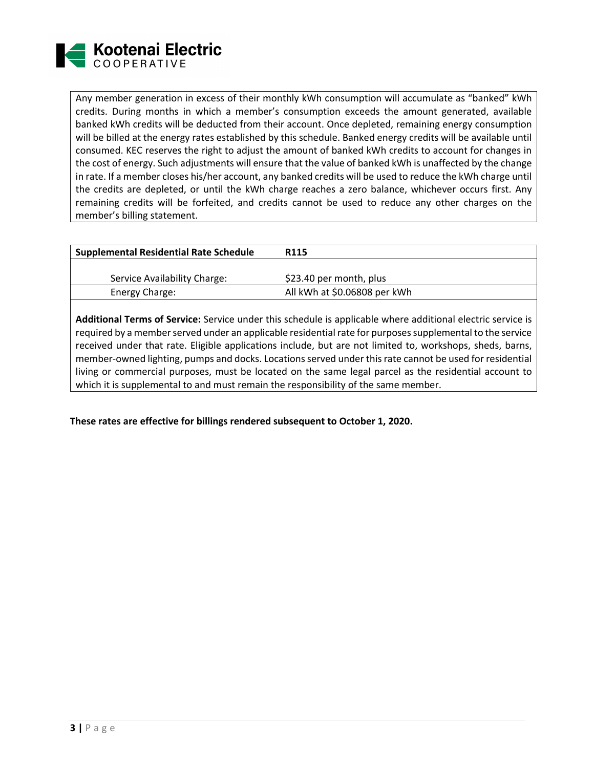Any member generation in excess of their monthly kWh consumption will accumulate as "banked" kWh credits. During months in which a member's consumption exceeds the amount generated, available banked kWh credits will be deducted from their account. Once depleted, remaining energy consumption will be billed at the energy rates established by this schedule. Banked energy credits will be available until consumed. KEC reserves the right to adjust the amount of banked kWh credits to account for changes in the cost of energy. Such adjustments will ensure that the value of banked kWh is unaffected by the change in rate. If a member closes his/her account, any banked credits will be used to reduce the kWh charge until the credits are depleted, or until the kWh charge reaches a zero balance, whichever occurs first. Any remaining credits will be forfeited, and credits cannot be used to reduce any other charges on the member's billing statement.

| **Supplemental Residential Rate Schedule** | **R115** |
|---|---|
| Service Availability Charge: | $23.40 per month, plus |
| Energy Charge: | All kWh at $0.06808 per kWh |

**Additional Terms of Service:** Service under this schedule is applicable where additional electric service is required by a member served under an applicable residential rate for purposes supplemental to the service received under that rate. Eligible applications include, but are not limited to, workshops, sheds, barns, member-owned lighting, pumps and docks. Locations served under this rate cannot be used for residential living or commercial purposes, must be located on the same legal parcel as the residential account to which it is supplemental to and must remain the responsibility of the same member.

**These rates are effective for billings rendered subsequent to October 1, 2020.**